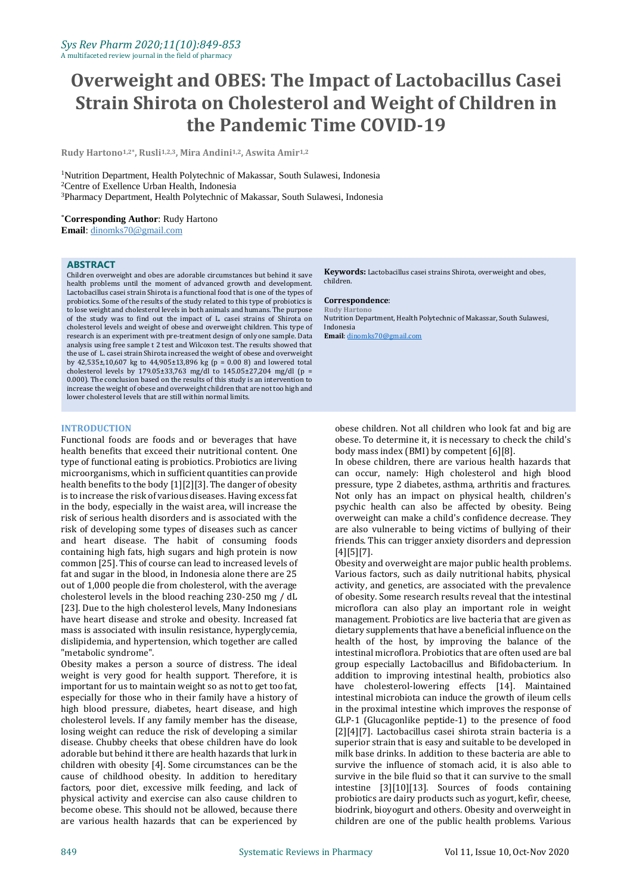# Overweight and OBES: The Impact of Lactobacillus Casei Strain Shirota on Cholesterol and Weight of Children in the Pandemic Time COVID-19

**Rudy Hartono[1,2*], Rusli[1,2,3], Mira Andini[1,2], Aswita Amir[1,2]**

[1]Nutrition Department, Health Polytechnic of Makassar, South Sulawesi, Indonesia
[2]Centre of Exellence Urban Health, Indonesia
[3]Pharmacy Department, Health Polytechnic of Makassar, South Sulawesi, Indonesia

[*]**Corresponding Author**: Rudy Hartono
**Email**: dinomks70@gmail.com

## ABSTRACT

Children overweight and obes are adorable circumstances but behind it save health problems until the moment of advanced growth and development. Lactobacillus casei strain Shirota is a functional food that is one of the types of probiotics. Some of the results of the study related to this type of probiotics is to lose weight and cholesterol levels in both animals and humans. The purpose of the study was to find out the impact of L. casei strains of Shirota on cholesterol levels and weight of obese and overweight children. This type of research is an experiment with pre-treatment design of only one sample. Data analysis using free sample t 2 test and Wilcoxon test. The results showed that the use of L. casei strain Shirota increased the weight of obese and overweight by 42,535±,10,607 kg to 44,905±13,896 kg (p = 0.00 8) and lowered total cholesterol levels by 179.05±33,763 mg/dl to 145.05±27,204 mg/dl (p = 0.000). The conclusion based on the results of this study is an intervention to increase the weight of obese and overweight children that are not too high and lower cholesterol levels that are still within normal limits.

**Keywords:** Lactobacillus casei strains Shirota, overweight and obes, children.

**Correspondence**:
Rudy Hartono
Nutrition Department, Health Polytechnic of Makassar, South Sulawesi, Indonesia
**Email**: dinomks70@gmail.com

## INTRODUCTION

Functional foods are foods and or beverages that have health benefits that exceed their nutritional content. One type of functional eating is probiotics. Probiotics are living microorganisms, which in sufficient quantities can provide health benefits to the body [1][2][3]. The danger of obesity is to increase the risk of various diseases. Having excess fat in the body, especially in the waist area, will increase the risk of serious health disorders and is associated with the risk of developing some types of diseases such as cancer and heart disease. The habit of consuming foods containing high fats, high sugars and high protein is now common [25]. This of course can lead to increased levels of fat and sugar in the blood, in Indonesia alone there are 25 out of 1,000 people die from cholesterol, with the average cholesterol levels in the blood reaching 230-250 mg / dL [23]. Due to the high cholesterol levels, Many Indonesians have heart disease and stroke and obesity. Increased fat mass is associated with insulin resistance, hyperglycemia, dislipidemia, and hypertension, which together are called "metabolic syndrome".

Obesity makes a person a source of distress. The ideal weight is very good for health support. Therefore, it is important for us to maintain weight so as not to get too fat, especially for those who in their family have a history of high blood pressure, diabetes, heart disease, and high cholesterol levels. If any family member has the disease, losing weight can reduce the risk of developing a similar disease. Chubby cheeks that obese children have do look adorable but behind it there are health hazards that lurk in children with obesity [4]. Some circumstances can be the cause of childhood obesity. In addition to hereditary factors, poor diet, excessive milk feeding, and lack of physical activity and exercise can also cause children to become obese. This should not be allowed, because there are various health hazards that can be experienced by obese children. Not all children who look fat and big are obese. To determine it, it is necessary to check the child's body mass index (BMI) by competent [6][8].

In obese children, there are various health hazards that can occur, namely: High cholesterol and high blood pressure, type 2 diabetes, asthma, arthritis and fractures. Not only has an impact on physical health, children's psychic health can also be affected by obesity. Being overweight can make a child's confidence decrease. They are also vulnerable to being victims of bullying of their friends. This can trigger anxiety disorders and depression [4][5][7].

Obesity and overweight are major public health problems. Various factors, such as daily nutritional habits, physical activity, and genetics, are associated with the prevalence of obesity. Some research results reveal that the intestinal microflora can also play an important role in weight management. Probiotics are live bacteria that are given as dietary supplements that have a beneficial influence on the health of the host, by improving the balance of the intestinal microflora. Probiotics that are often used are bal group especially Lactobacillus and Bifidobacterium. In addition to improving intestinal health, probiotics also have cholesterol-lowering effects [14]. Maintained intestinal microbiota can induce the growth of ileum cells in the proximal intestine which improves the response of GLP-1 (Glucagonlike peptide-1) to the presence of food [2][4][7]. Lactobacillus casei shirota strain bacteria is a superior strain that is easy and suitable to be developed in milk base drinks. In addition to these bacteria are able to survive the influence of stomach acid, it is also able to survive in the bile fluid so that it can survive to the small intestine [3][10][13]. Sources of foods containing probiotics are dairy products such as yogurt, kefir, cheese, biodrink, bioyogurt and others. Obesity and overweight in children are one of the public health problems. Various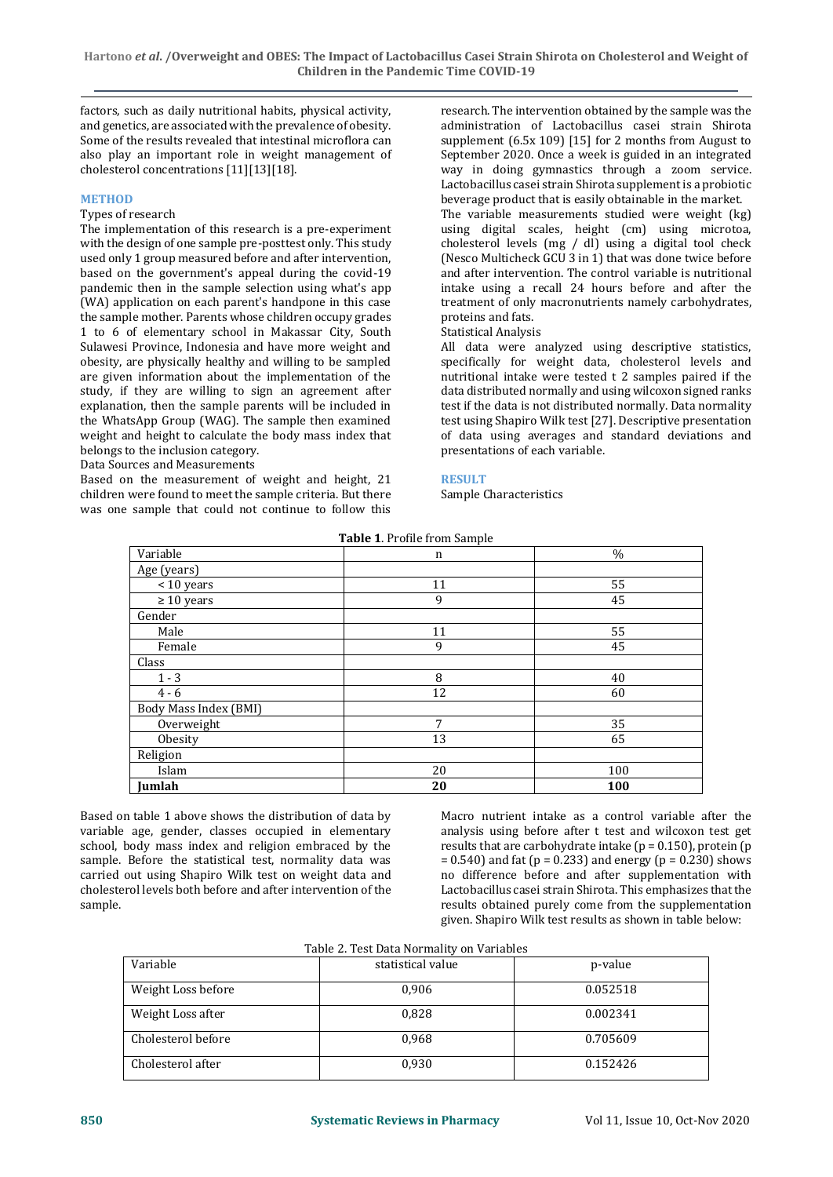factors, such as daily nutritional habits, physical activity, and genetics, are associated with the prevalence of obesity. Some of the results revealed that intestinal microflora can also play an important role in weight management of cholesterol concentrations [11][13][18].

## METHOD

Types of research

The implementation of this research is a pre-experiment with the design of one sample pre-posttest only. This study used only 1 group measured before and after intervention, based on the government's appeal during the covid-19 pandemic then in the sample selection using what's app (WA) application on each parent's handpone in this case the sample mother. Parents whose children occupy grades 1 to 6 of elementary school in Makassar City, South Sulawesi Province, Indonesia and have more weight and obesity, are physically healthy and willing to be sampled are given information about the implementation of the study, if they are willing to sign an agreement after explanation, then the sample parents will be included in the WhatsApp Group (WAG). The sample then examined weight and height to calculate the body mass index that belongs to the inclusion category.

Data Sources and Measurements

Based on the measurement of weight and height, 21 children were found to meet the sample criteria. But there was one sample that could not continue to follow this research. The intervention obtained by the sample was the administration of Lactobacillus casei strain Shirota supplement (6.5x 109) [15] for 2 months from August to September 2020. Once a week is guided in an integrated way in doing gymnastics through a zoom service. Lactobacillus casei strain Shirota supplement is a probiotic beverage product that is easily obtainable in the market.

The variable measurements studied were weight (kg) using digital scales, height (cm) using microtoa, cholesterol levels (mg / dl) using a digital tool check (Nesco Multicheck GCU 3 in 1) that was done twice before and after intervention. The control variable is nutritional intake using a recall 24 hours before and after the treatment of only macronutrients namely carbohydrates, proteins and fats.

Statistical Analysis

All data were analyzed using descriptive statistics, specifically for weight data, cholesterol levels and nutritional intake were tested t 2 samples paired if the data distributed normally and using wilcoxon signed ranks test if the data is not distributed normally. Data normality test using Shapiro Wilk test [27]. Descriptive presentation of data using averages and standard deviations and presentations of each variable.

## RESULT

Sample Characteristics

**Table 1**. Profile from Sample

| Variable | n | % |
|---|---|---|
| Age (years) | | |
| < 10 years | 11 | 55 |
| ≥ 10 years | 9 | 45 |
| Gender | | |
| Male | 11 | 55 |
| Female | 9 | 45 |
| Class | | |
| 1 - 3 | 8 | 40 |
| 4 - 6 | 12 | 60 |
| Body Mass Index (BMI) | | |
| Overweight | 7 | 35 |
| Obesity | 13 | 65 |
| Religion | | |
| Islam | 20 | 100 |
| **Jumlah** | **20** | **100** |

Based on table 1 above shows the distribution of data by variable age, gender, classes occupied in elementary school, body mass index and religion embraced by the sample. Before the statistical test, normality data was carried out using Shapiro Wilk test on weight data and cholesterol levels both before and after intervention of the sample.

Macro nutrient intake as a control variable after the analysis using before after t test and wilcoxon test get results that are carbohydrate intake ($p = 0.150$), protein ($p = 0.540$) and fat ($p = 0.233$) and energy ($p = 0.230$) shows no difference before and after supplementation with Lactobacillus casei strain Shirota. This emphasizes that the results obtained purely come from the supplementation given. Shapiro Wilk test results as shown in table below:

Table 2. Test Data Normality on Variables

| Variable | statistical value | p-value |
|---|---|---|
| Weight Loss before | 0,906 | 0.052518 |
| Weight Loss after | 0,828 | 0.002341 |
| Cholesterol before | 0,968 | 0.705609 |
| Cholesterol after | 0,930 | 0.152426 |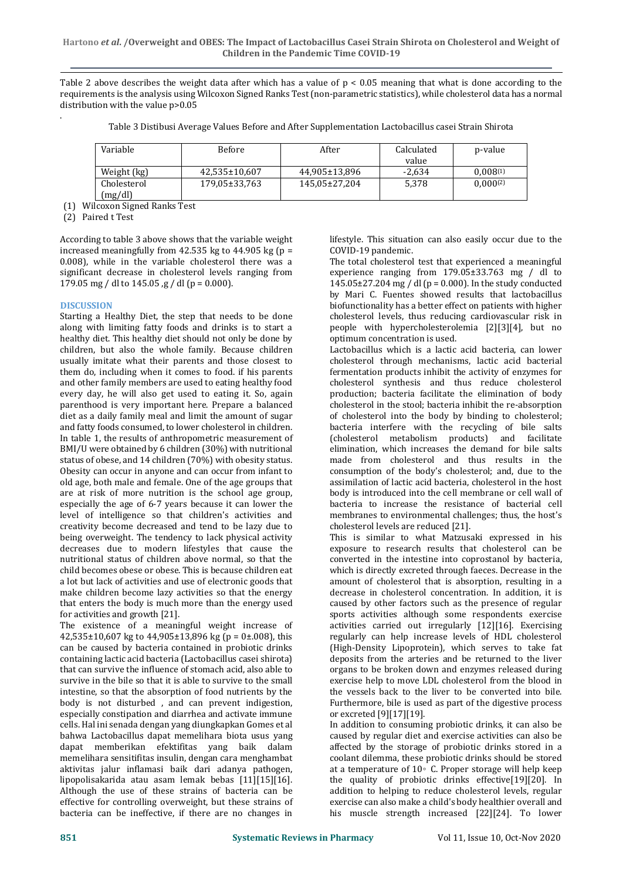Table 2 above describes the weight data after which has a value of $p < 0.05$ meaning that what is done according to the requirements is the analysis using Wilcoxon Signed Ranks Test (non-parametric statistics), while cholesterol data has a normal distribution with the value p>0.05

.

Table 3 Distibusi Average Values Before and After Supplementation Lactobacillus casei Strain Shirota

| Variable | Before | After | Calculated value | p-value |
|---|---|---|---|---|
| Weight (kg) | 42,535±10,607 | 44,905±13,896 | -2,634 | 0,008(1) |
| Cholesterol (mg/dl) | 179,05±33,763 | 145,05±27,204 | 5,378 | 0,000(2) |

(1) Wilcoxon Signed Ranks Test

(2) Paired t Test

According to table 3 above shows that the variable weight increased meaningfully from 42.535 kg to 44.905 kg (p = 0.008), while in the variable cholesterol there was a significant decrease in cholesterol levels ranging from 179.05 mg / dl to 145.05 ,g / dl (p = 0.000).

## DISCUSSION

Starting a Healthy Diet, the step that needs to be done along with limiting fatty foods and drinks is to start a healthy diet. This healthy diet should not only be done by children, but also the whole family. Because children usually imitate what their parents and those closest to them do, including when it comes to food. if his parents and other family members are used to eating healthy food every day, he will also get used to eating it. So, again parenthood is very important here. Prepare a balanced diet as a daily family meal and limit the amount of sugar and fatty foods consumed, to lower cholesterol in children. In table 1, the results of anthropometric measurement of BMI/U were obtained by 6 children (30%) with nutritional status of obese, and 14 children (70%) with obesity status. Obesity can occur in anyone and can occur from infant to old age, both male and female. One of the age groups that are at risk of more nutrition is the school age group, especially the age of 6-7 years because it can lower the level of intelligence so that children's activities and creativity become decreased and tend to be lazy due to being overweight. The tendency to lack physical activity decreases due to modern lifestyles that cause the nutritional status of children above normal, so that the child becomes obese or obese. This is because children eat a lot but lack of activities and use of electronic goods that make children become lazy activities so that the energy that enters the body is much more than the energy used for activities and growth [21].

The existence of a meaningful weight increase of 42,535±10,607 kg to 44,905±13,896 kg (p = 0±.008), this can be caused by bacteria contained in probiotic drinks containing lactic acid bacteria (Lactobacillus casei shirota) that can survive the influence of stomach acid, also able to survive in the bile so that it is able to survive to the small intestine, so that the absorption of food nutrients by the body is not disturbed , and can prevent indigestion, especially constipation and diarrhea and activate immune cells. Hal ini senada dengan yang diungkapkan Gomes et al bahwa Lactobacillus dapat memelihara biota usus yang dapat memberikan efektifitas yang baik dalam memelihara sensitifitas insulin, dengan cara menghambat aktivitas jalur inflamasi baik dari adanya pathogen, lipopolisakarida atau asam lemak bebas [11][15][16]. Although the use of these strains of bacteria can be effective for controlling overweight, but these strains of bacteria can be ineffective, if there are no changes in lifestyle. This situation can also easily occur due to the COVID-19 pandemic.

The total cholesterol test that experienced a meaningful experience ranging from 179.05±33.763 mg / dl to 145.05±27.204 mg / dl (p = 0.000). In the study conducted by Mari C. Fuentes showed results that lactobacillus biofunctionality has a better effect on patients with higher cholesterol levels, thus reducing cardiovascular risk in people with hypercholesterolemia [2][3][4], but no optimum concentration is used.

Lactobacillus which is a lactic acid bacteria, can lower cholesterol through mechanisms, lactic acid bacterial fermentation products inhibit the activity of enzymes for cholesterol synthesis and thus reduce cholesterol production; bacteria facilitate the elimination of body cholesterol in the stool; bacteria inhibit the re-absorption of cholesterol into the body by binding to cholesterol; bacteria interfere with the recycling of bile salts (cholesterol metabolism products) and facilitate elimination, which increases the demand for bile salts made from cholesterol and thus results in the consumption of the body's cholesterol; and, due to the assimilation of lactic acid bacteria, cholesterol in the host body is introduced into the cell membrane or cell wall of bacteria to increase the resistance of bacterial cell membranes to environmental challenges; thus, the host's cholesterol levels are reduced [21].

This is similar to what Matzusaki expressed in his exposure to research results that cholesterol can be converted in the intestine into coprostanol by bacteria, which is directly excreted through faeces. Decrease in the amount of cholesterol that is absorption, resulting in a decrease in cholesterol concentration. In addition, it is caused by other factors such as the presence of regular sports activities although some respondents exercise activities carried out irregularly [12][16]. Exercising regularly can help increase levels of HDL cholesterol (High-Density Lipoprotein), which serves to take fat deposits from the arteries and be returned to the liver organs to be broken down and enzymes released during exercise help to move LDL cholesterol from the blood in the vessels back to the liver to be converted into bile. Furthermore, bile is used as part of the digestive process or excreted [9][17][19].

In addition to consuming probiotic drinks, it can also be caused by regular diet and exercise activities can also be affected by the storage of probiotic drinks stored in a coolant dilemma, these probiotic drinks should be stored at a temperature of 10◦ C. Proper storage will help keep the quality of probiotic drinks effective[19][20]. In addition to helping to reduce cholesterol levels, regular exercise can also make a child's body healthier overall and his muscle strength increased [22][24]. To lower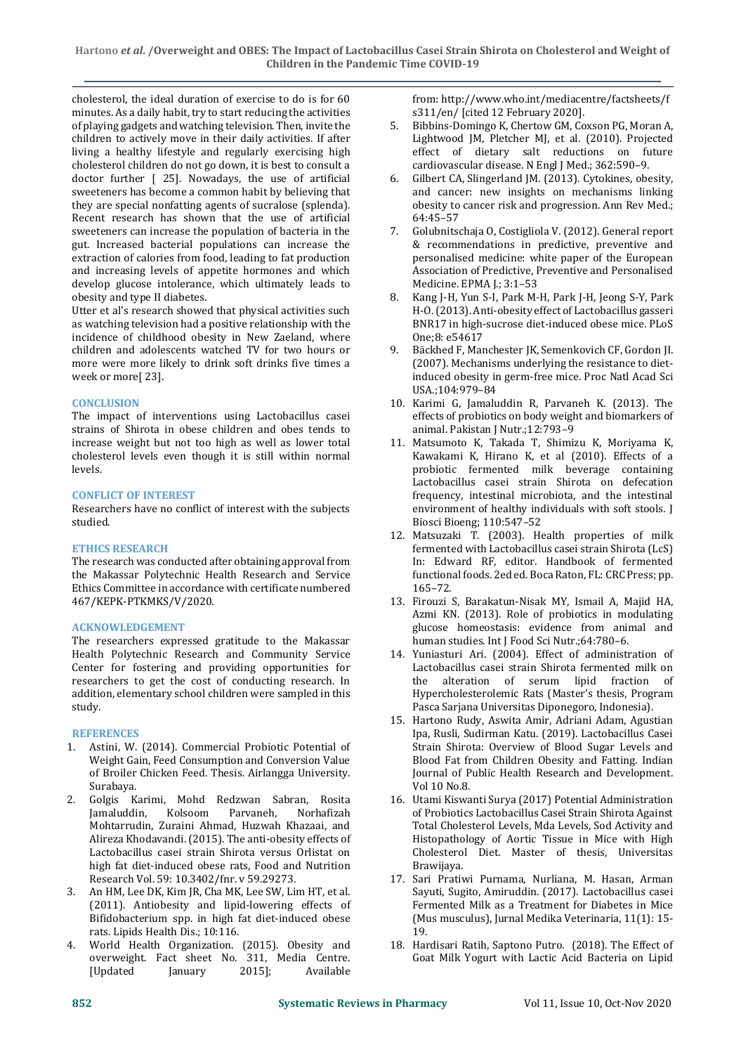cholesterol, the ideal duration of exercise to do is for 60 minutes. As a daily habit, try to start reducing the activities of playing gadgets and watching television. Then, invite the children to actively move in their daily activities. If after living a healthy lifestyle and regularly exercising high cholesterol children do not go down, it is best to consult a doctor further [ 25]. Nowadays, the use of artificial sweeteners has become a common habit by believing that they are special nonfatting agents of sucralose (splenda). Recent research has shown that the use of artificial sweeteners can increase the population of bacteria in the gut. Increased bacterial populations can increase the extraction of calories from food, leading to fat production and increasing levels of appetite hormones and which develop glucose intolerance, which ultimately leads to obesity and type II diabetes.

Utter et al's research showed that physical activities such as watching television had a positive relationship with the incidence of childhood obesity in New Zaeland, where children and adolescents watched TV for two hours or more were more likely to drink soft drinks five times a week or more[ 23].

## CONCLUSION

The impact of interventions using Lactobacillus casei strains of Shirota in obese children and obes tends to increase weight but not too high as well as lower total cholesterol levels even though it is still within normal levels.

## CONFLICT OF INTEREST

Researchers have no conflict of interest with the subjects studied.

## ETHICS RESEARCH

The research was conducted after obtaining approval from the Makassar Polytechnic Health Research and Service Ethics Committee in accordance with certificate numbered 467/KEPK-PTKMKS/V/2020.

## ACKNOWLEDGEMENT

The researchers expressed gratitude to the Makassar Health Polytechnic Research and Community Service Center for fostering and providing opportunities for researchers to get the cost of conducting research. In addition, elementary school children were sampled in this study.

## REFERENCES

1. Astini, W. (2014). Commercial Probiotic Potential of Weight Gain, Feed Consumption and Conversion Value of Broiler Chicken Feed. Thesis. Airlangga University. Surabaya.
2. Golgis Karimi, Mohd Redzwan Sabran, Rosita Jamaluddin, Kolsoom Parvaneh, Norhafizah Mohtarrudin, Zuraini Ahmad, Huzwah Khazaai, and Alireza Khodavandi. (2015). The anti-obesity effects of Lactobacillus casei strain Shirota versus Orlistat on high fat diet-induced obese rats, Food and Nutrition Research Vol. 59: 10.3402/fnr. v 59.29273.
3. An HM, Lee DK, Kim JR, Cha MK, Lee SW, Lim HT, et al. (2011). Antiobesity and lipid-lowering effects of Bifidobacterium spp. in high fat diet-induced obese rats. Lipids Health Dis.; 10:116.
4. World Health Organization. (2015). Obesity and overweight. Fact sheet No. 311, Media Centre. [Updated January 2015]; Available from: http://www.who.int/mediacentre/factsheets/fs311/en/ [cited 12 February 2020].
5. Bibbins-Domingo K, Chertow GM, Coxson PG, Moran A, Lightwood JM, Pletcher MJ, et al. (2010). Projected effect of dietary salt reductions on future cardiovascular disease. N Engl J Med.; 362:590–9.
6. Gilbert CA, Slingerland JM. (2013). Cytokines, obesity, and cancer: new insights on mechanisms linking obesity to cancer risk and progression. Ann Rev Med.; 64:45–57
7. Golubnitschaja O, Costigliola V. (2012). General report & recommendations in predictive, preventive and personalised medicine: white paper of the European Association of Predictive, Preventive and Personalised Medicine. EPMA J.; 3:1–53
8. Kang J-H, Yun S-I, Park M-H, Park J-H, Jeong S-Y, Park H-O. (2013). Anti-obesity effect of Lactobacillus gasseri BNR17 in high-sucrose diet-induced obese mice. PLoS One;8: e54617
9. Bäckhed F, Manchester JK, Semenkovich CF, Gordon JI. (2007). Mechanisms underlying the resistance to diet-induced obesity in germ-free mice. Proc Natl Acad Sci USA.;104:979–84
10. Karimi G, Jamaluddin R, Parvaneh K. (2013). The effects of probiotics on body weight and biomarkers of animal. Pakistan J Nutr.;12:793–9
11. Matsumoto K, Takada T, Shimizu K, Moriyama K, Kawakami K, Hirano K, et al (2010). Effects of a probiotic fermented milk beverage containing Lactobacillus casei strain Shirota on defecation frequency, intestinal microbiota, and the intestinal environment of healthy individuals with soft stools. J Biosci Bioeng; 110:547–52
12. Matsuzaki T. (2003). Health properties of milk fermented with Lactobacillus casei strain Shirota (LcS) In: Edward RF, editor. Handbook of fermented functional foods. 2ed ed. Boca Raton, FL: CRC Press; pp. 165–72.
13. Firouzi S, Barakatun-Nisak MY, Ismail A, Majid HA, Azmi KN. (2013). Role of probiotics in modulating glucose homeostasis: evidence from animal and human studies. Int J Food Sci Nutr.;64:780–6.
14. Yuniasturi Ari. (2004). Effect of administration of Lactobacillus casei strain Shirota fermented milk on the alteration of serum lipid fraction of Hypercholesterolemic Rats (Master's thesis, Program Pasca Sarjana Universitas Diponegoro, Indonesia).
15. Hartono Rudy, Aswita Amir, Adriani Adam, Agustian Ipa, Rusli, Sudirman Katu. (2019). Lactobacillus Casei Strain Shirota: Overview of Blood Sugar Levels and Blood Fat from Children Obesity and Fatting. Indian Journal of Public Health Research and Development. Vol 10 No.8.
16. Utami Kiswanti Surya (2017) Potential Administration of Probiotics Lactobacillus Casei Strain Shirota Against Total Cholesterol Levels, Mda Levels, Sod Activity and Histopathology of Aortic Tissue in Mice with High Cholesterol Diet. Master of thesis, Universitas Brawijaya.
17. Sari Pratiwi Purnama, Nurliana, M. Hasan, Arman Sayuti, Sugito, Amiruddin. (2017). Lactobacillus casei Fermented Milk as a Treatment for Diabetes in Mice (Mus musculus), Jurnal Medika Veterinaria, 11(1): 15-19.
18. Hardisari Ratih, Saptono Putro. (2018). The Effect of Goat Milk Yogurt with Lactic Acid Bacteria on Lipid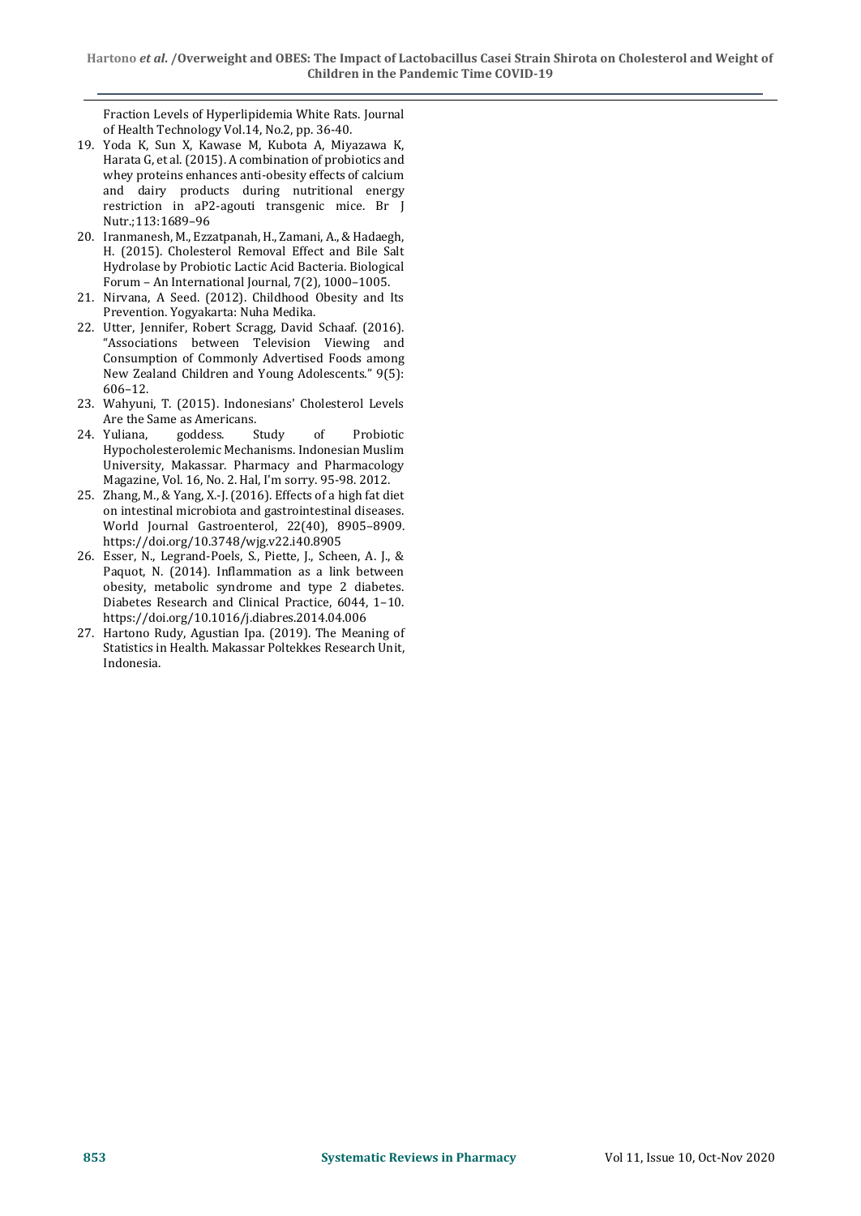Fraction Levels of Hyperlipidemia White Rats. Journal of Health Technology Vol.14, No.2, pp. 36-40.

19. Yoda K, Sun X, Kawase M, Kubota A, Miyazawa K, Harata G, et al. (2015). A combination of probiotics and whey proteins enhances anti-obesity effects of calcium and dairy products during nutritional energy restriction in aP2-agouti transgenic mice. Br J Nutr.;113:1689–96
20. Iranmanesh, M., Ezzatpanah, H., Zamani, A., & Hadaegh, H. (2015). Cholesterol Removal Effect and Bile Salt Hydrolase by Probiotic Lactic Acid Bacteria. Biological Forum – An International Journal, 7(2), 1000–1005.
21. Nirvana, A Seed. (2012). Childhood Obesity and Its Prevention. Yogyakarta: Nuha Medika.
22. Utter, Jennifer, Robert Scragg, David Schaaf. (2016). "Associations between Television Viewing and Consumption of Commonly Advertised Foods among New Zealand Children and Young Adolescents." 9(5): 606–12.
23. Wahyuni, T. (2015). Indonesians' Cholesterol Levels Are the Same as Americans.
24. Yuliana, goddess. Study of Probiotic Hypocholesterolemic Mechanisms. Indonesian Muslim University, Makassar. Pharmacy and Pharmacology Magazine, Vol. 16, No. 2. Hal, I'm sorry. 95-98. 2012.
25. Zhang, M., & Yang, X.-J. (2016). Effects of a high fat diet on intestinal microbiota and gastrointestinal diseases. World Journal Gastroenterol, 22(40), 8905–8909. https://doi.org/10.3748/wjg.v22.i40.8905
26. Esser, N., Legrand-Poels, S., Piette, J., Scheen, A. J., & Paquot, N. (2014). Inflammation as a link between obesity, metabolic syndrome and type 2 diabetes. Diabetes Research and Clinical Practice, 6044, 1–10. https://doi.org/10.1016/j.diabres.2014.04.006
27. Hartono Rudy, Agustian Ipa. (2019). The Meaning of Statistics in Health. Makassar Poltekkes Research Unit, Indonesia.